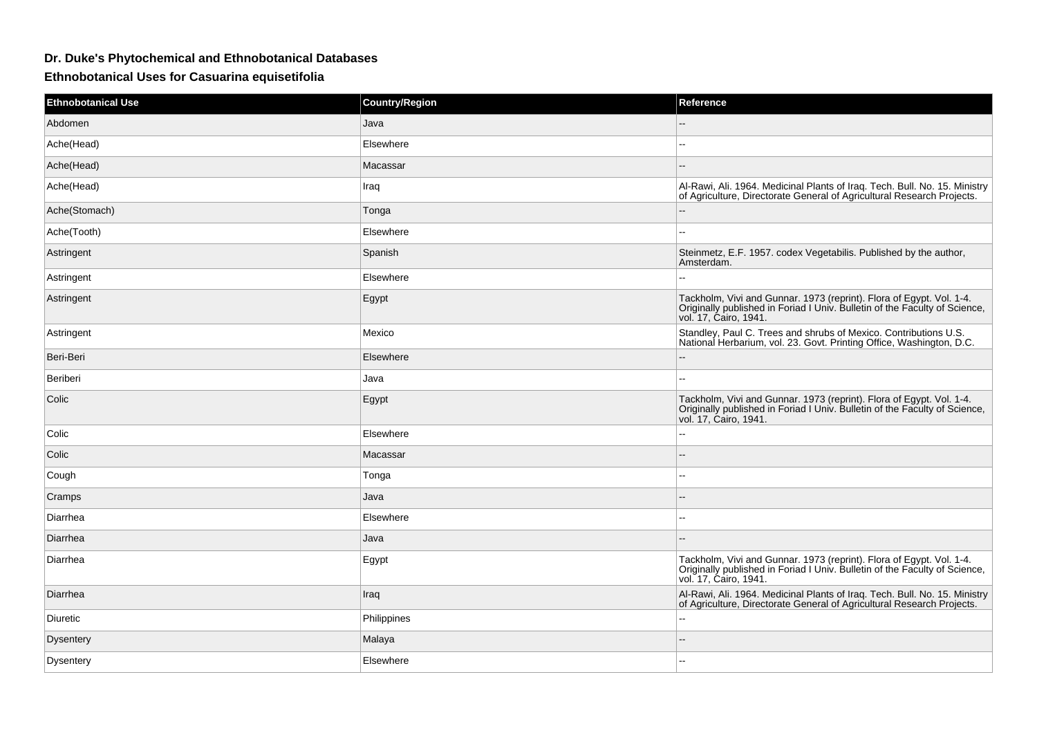## Dr. Duke's Phytochemical and Ethnobotanical Databases

### Ethnobotanical Uses for Casuarina equisetifolia

| Ethnobotanical Use | Country/Region | Reference |
| --- | --- | --- |
| Abdomen | Java | -- |
| Ache(Head) | Elsewhere | -- |
| Ache(Head) | Macassar | -- |
| Ache(Head) | Iraq | Al-Rawi, Ali. 1964. Medicinal Plants of Iraq. Tech. Bull. No. 15. Ministry of Agriculture, Directorate General of Agricultural Research Projects. |
| Ache(Stomach) | Tonga | -- |
| Ache(Tooth) | Elsewhere | -- |
| Astringent | Spanish | Steinmetz, E.F. 1957. codex Vegetabilis. Published by the author, Amsterdam. |
| Astringent | Elsewhere | -- |
| Astringent | Egypt | Tackholm, Vivi and Gunnar. 1973 (reprint). Flora of Egypt. Vol. 1-4. Originally published in Foriad I Univ. Bulletin of the Faculty of Science, vol. 17, Cairo, 1941. |
| Astringent | Mexico | Standley, Paul C. Trees and shrubs of Mexico. Contributions U.S. National Herbarium, vol. 23. Govt. Printing Office, Washington, D.C. |
| Beri-Beri | Elsewhere | -- |
| Beriberi | Java | -- |
| Colic | Egypt | Tackholm, Vivi and Gunnar. 1973 (reprint). Flora of Egypt. Vol. 1-4. Originally published in Foriad I Univ. Bulletin of the Faculty of Science, vol. 17, Cairo, 1941. |
| Colic | Elsewhere | -- |
| Colic | Macassar | -- |
| Cough | Tonga | -- |
| Cramps | Java | -- |
| Diarrhea | Elsewhere | -- |
| Diarrhea | Java | -- |
| Diarrhea | Egypt | Tackholm, Vivi and Gunnar. 1973 (reprint). Flora of Egypt. Vol. 1-4. Originally published in Foriad I Univ. Bulletin of the Faculty of Science, vol. 17, Cairo, 1941. |
| Diarrhea | Iraq | Al-Rawi, Ali. 1964. Medicinal Plants of Iraq. Tech. Bull. No. 15. Ministry of Agriculture, Directorate General of Agricultural Research Projects. |
| Diuretic | Philippines | -- |
| Dysentery | Malaya | -- |
| Dysentery | Elsewhere | -- |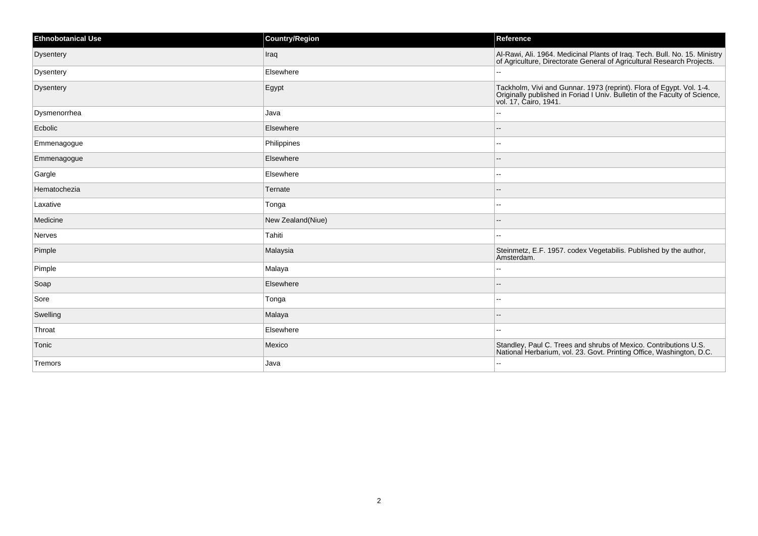| Ethnobotanical Use | Country/Region | Reference |
| --- | --- | --- |
| Dysentery | Iraq | Al-Rawi, Ali. 1964. Medicinal Plants of Iraq. Tech. Bull. No. 15. Ministry of Agriculture, Directorate General of Agricultural Research Projects. |
| Dysentery | Elsewhere | -- |
| Dysentery | Egypt | Tackholm, Vivi and Gunnar. 1973 (reprint). Flora of Egypt. Vol. 1-4. Originally published in Foriad I Univ. Bulletin of the Faculty of Science, vol. 17, Cairo, 1941. |
| Dysmenorrhea | Java | -- |
| Ecbolic | Elsewhere | -- |
| Emmenagogue | Philippines | -- |
| Emmenagogue | Elsewhere | -- |
| Gargle | Elsewhere | -- |
| Hematochezia | Ternate | -- |
| Laxative | Tonga | -- |
| Medicine | New Zealand(Niue) | -- |
| Nerves | Tahiti | -- |
| Pimple | Malaysia | Steinmetz, E.F. 1957. codex Vegetabilis. Published by the author, Amsterdam. |
| Pimple | Malaya | -- |
| Soap | Elsewhere | -- |
| Sore | Tonga | -- |
| Swelling | Malaya | -- |
| Throat | Elsewhere | -- |
| Tonic | Mexico | Standley, Paul C. Trees and shrubs of Mexico. Contributions U.S. National Herbarium, vol. 23. Govt. Printing Office, Washington, D.C. |
| Tremors | Java | -- |